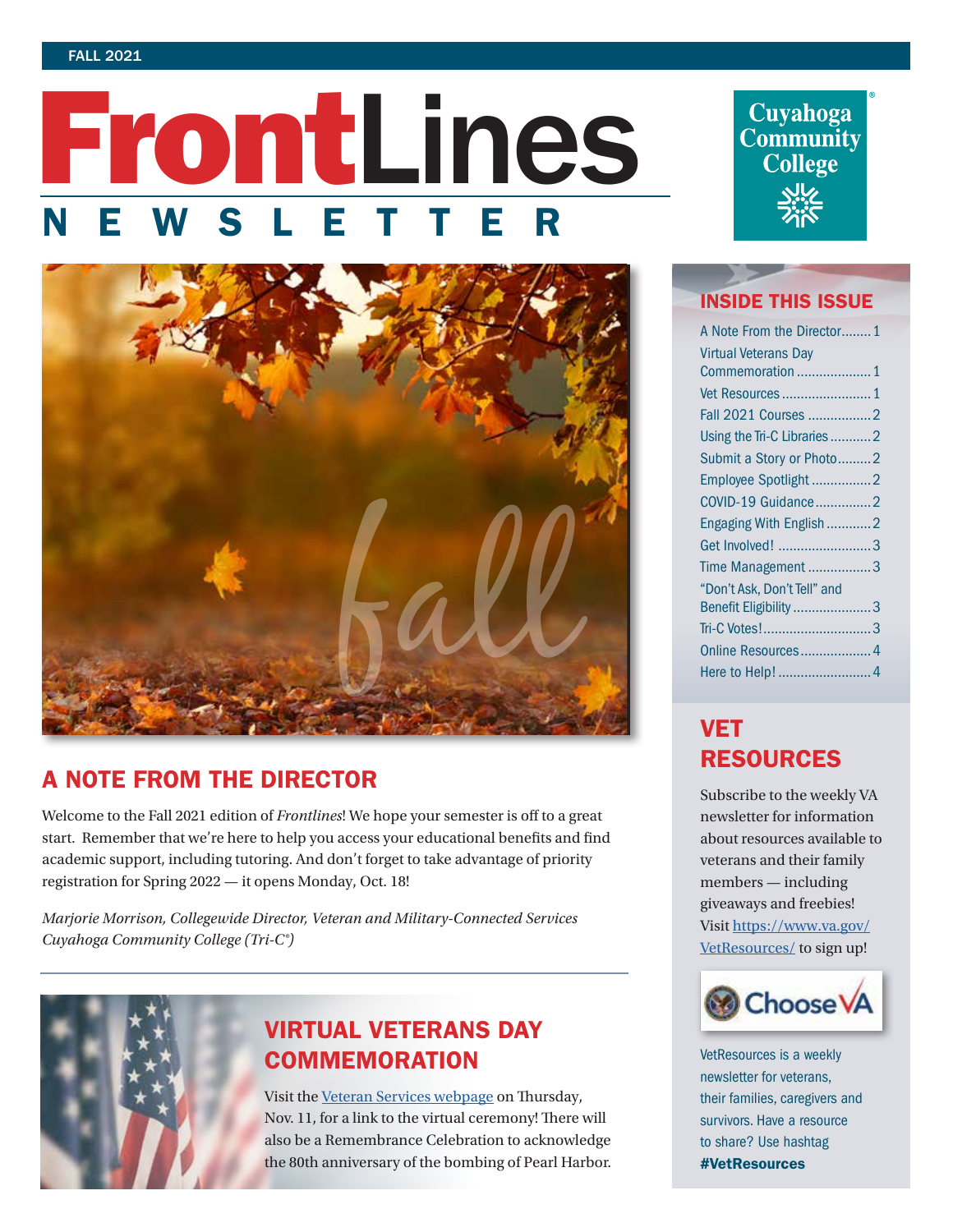FALL 2021

# FrontLines NEWSLETTER

Cuyahoga Community College

## INSIDE THIS ISSUE

- A Note From the Director........1
- Virtual Veterans Day Commemoration....................1
- Vet Resources........................1
- Fall 2021 Courses.................2
- Using the Tri-C Libraries...........2
- Submit a Story or Photo.........2
- Employee Spotlight................2
- COVID-19 Guidance...............2
- Engaging With English............2
- Get Involved!.........................3
- Time Management.................3
- "Don't Ask, Don't Tell" and Benefit Eligibility.....................3
- Tri-C Votes!.............................3
- Online Resources...................4
- Here to Help!.........................4

## A NOTE FROM THE DIRECTOR

Welcome to the Fall 2021 edition of *Frontlines*! We hope your semester is off to a great start. Remember that we're here to help you access your educational benefits and find academic support, including tutoring. And don't forget to take advantage of priority registration for Spring 2022 — it opens Monday, Oct. 18!

*Marjorie Morrison, Collegewide Director, Veteran and Military-Connected Services*
*Cuyahoga Community College (Tri-C®)*

## VIRTUAL VETERANS DAY COMMEMORATION

Visit the Veteran Services webpage on Thursday, Nov. 11, for a link to the virtual ceremony! There will also be a Remembrance Celebration to acknowledge the 80th anniversary of the bombing of Pearl Harbor.

## VET RESOURCES

Subscribe to the weekly VA newsletter for information about resources available to veterans and their family members — including giveaways and freebies! Visit https://www.va.gov/VetResources/ to sign up!

Choose VA

VetResources is a weekly newsletter for veterans, their families, caregivers and survivors. Have a resource to share? Use hashtag **#VetResources**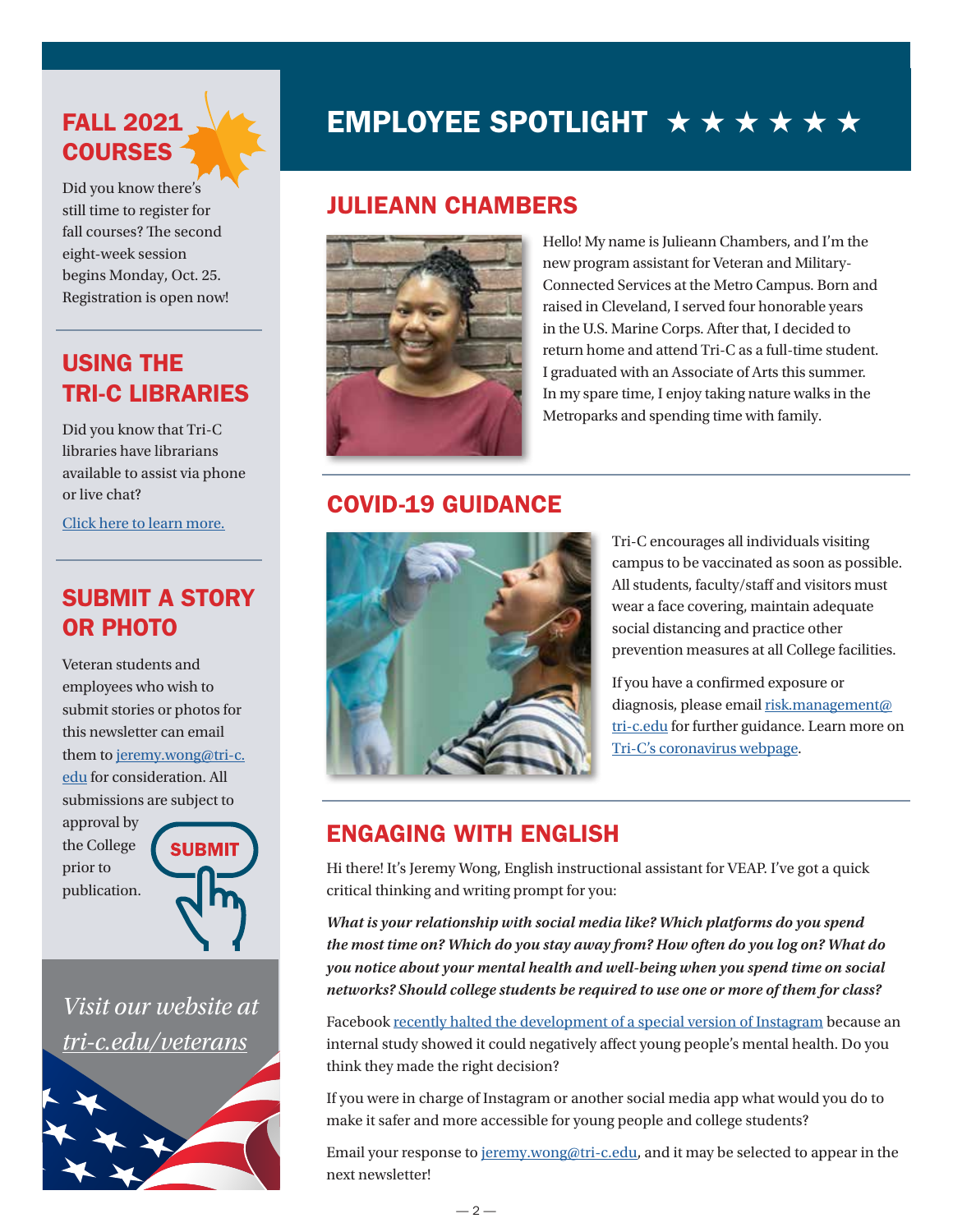## FALL 2021 COURSES

Did you know there's still time to register for fall courses? The second eight-week session begins Monday, Oct. 25. Registration is open now!

## USING THE TRI-C LIBRARIES

Did you know that Tri-C libraries have librarians available to assist via phone or live chat?

Click here to learn more.

## SUBMIT A STORY OR PHOTO

Veteran students and employees who wish to submit stories or photos for this newsletter can email them to jeremy.wong@tri-c.edu for consideration. All submissions are subject to approval by the College prior to publication.

SUBMIT

*Visit our website at tri-c.edu/veterans*

# EMPLOYEE SPOTLIGHT ★ ★ ★ ★ ★ ★

## JULIEANN CHAMBERS

Hello! My name is Julieann Chambers, and I'm the new program assistant for Veteran and Military-Connected Services at the Metro Campus. Born and raised in Cleveland, I served four honorable years in the U.S. Marine Corps. After that, I decided to return home and attend Tri-C as a full-time student. I graduated with an Associate of Arts this summer. In my spare time, I enjoy taking nature walks in the Metroparks and spending time with family.

## COVID-19 GUIDANCE

Tri-C encourages all individuals visiting campus to be vaccinated as soon as possible. All students, faculty/staff and visitors must wear a face covering, maintain adequate social distancing and practice other prevention measures at all College facilities.

If you have a confirmed exposure or diagnosis, please email risk.management@tri-c.edu for further guidance. Learn more on Tri-C's coronavirus webpage.

## ENGAGING WITH ENGLISH

Hi there! It's Jeremy Wong, English instructional assistant for VEAP. I've got a quick critical thinking and writing prompt for you:

***What is your relationship with social media like? Which platforms do you spend the most time on? Which do you stay away from? How often do you log on? What do you notice about your mental health and well-being when you spend time on social networks? Should college students be required to use one or more of them for class?***

Facebook recently halted the development of a special version of Instagram because an internal study showed it could negatively affect young people's mental health. Do you think they made the right decision?

If you were in charge of Instagram or another social media app what would you do to make it safer and more accessible for young people and college students?

Email your response to jeremy.wong@tri-c.edu, and it may be selected to appear in the next newsletter!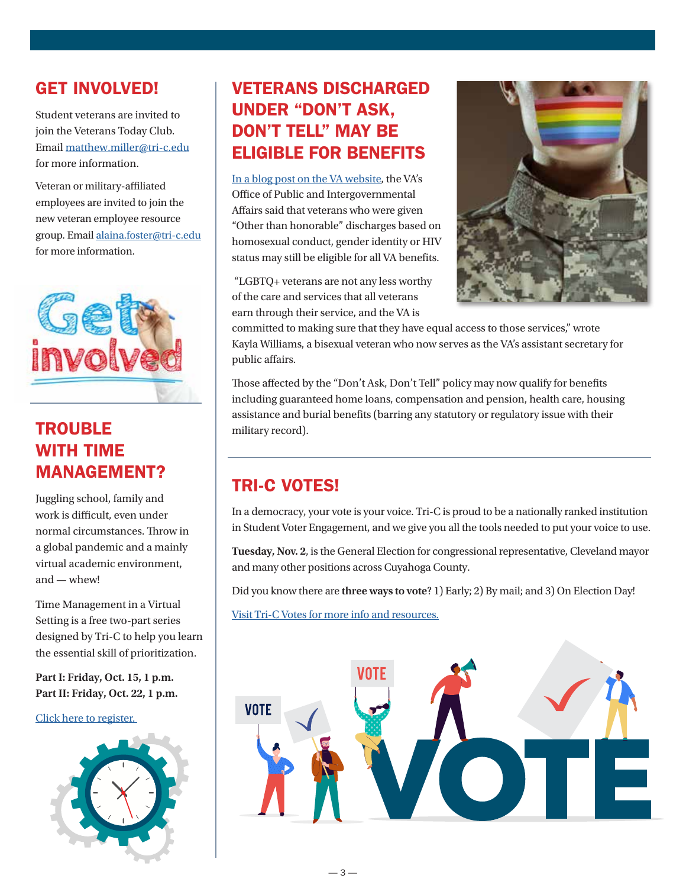## GET INVOLVED!

Student veterans are invited to join the Veterans Today Club. Email [matthew.miller@tri-c.edu](mailto:matthew.miller@tri-c.edu) for more information.

Veteran or military-affiliated employees are invited to join the new veteran employee resource group. Email [alaina.foster@tri-c.edu](mailto:alaina.foster@tri-c.edu) for more information.

## TROUBLE WITH TIME MANAGEMENT?

Juggling school, family and work is difficult, even under normal circumstances. Throw in a global pandemic and a mainly virtual academic environment, and — whew!

Time Management in a Virtual Setting is a free two-part series designed by Tri-C to help you learn the essential skill of prioritization.

**Part I: Friday, Oct. 15, 1 p.m.**
**Part II: Friday, Oct. 22, 1 p.m.**

Click here to register.

## VETERANS DISCHARGED UNDER "DON'T ASK, DON'T TELL" MAY BE ELIGIBLE FOR BENEFITS

In a blog post on the VA website, the VA's Office of Public and Intergovernmental Affairs said that veterans who were given "Other than honorable" discharges based on homosexual conduct, gender identity or HIV status may still be eligible for all VA benefits.

"LGBTQ+ veterans are not any less worthy of the care and services that all veterans earn through their service, and the VA is committed to making sure that they have equal access to those services," wrote Kayla Williams, a bisexual veteran who now serves as the VA's assistant secretary for public affairs.

Those affected by the "Don't Ask, Don't Tell" policy may now qualify for benefits including guaranteed home loans, compensation and pension, health care, housing assistance and burial benefits (barring any statutory or regulatory issue with their military record).

## TRI-C VOTES!

In a democracy, your vote is your voice. Tri-C is proud to be a nationally ranked institution in Student Voter Engagement, and we give you all the tools needed to put your voice to use.

**Tuesday, Nov. 2**, is the General Election for congressional representative, Cleveland mayor and many other positions across Cuyahoga County.

Did you know there are **three ways to vote**? 1) Early; 2) By mail; and 3) On Election Day!

Visit Tri-C Votes for more info and resources.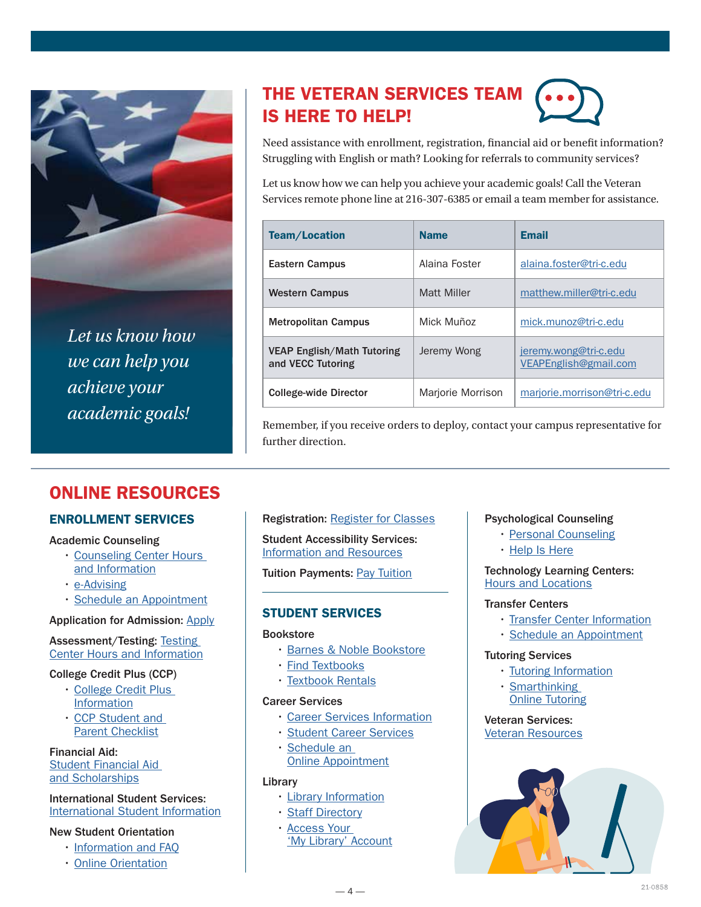*Let us know how we can help you achieve your academic goals!*

## THE VETERAN SERVICES TEAM IS HERE TO HELP!

Need assistance with enrollment, registration, financial aid or benefit information? Struggling with English or math? Looking for referrals to community services?

Let us know how we can help you achieve your academic goals! Call the Veteran Services remote phone line at 216-307-6385 or email a team member for assistance.

| Team/Location | Name | Email |
|---|---|---|
| **Eastern Campus** | Alaina Foster | alaina.foster@tri-c.edu |
| **Western Campus** | Matt Miller | matthew.miller@tri-c.edu |
| **Metropolitan Campus** | Mick Muñoz | mick.munoz@tri-c.edu |
| **VEAP English/Math Tutoring and VECC Tutoring** | Jeremy Wong | jeremy.wong@tri-c.edu VEAPEnglish@gmail.com |
| **College-wide Director** | Marjorie Morrison | marjorie.morrison@tri-c.edu |

Remember, if you receive orders to deploy, contact your campus representative for further direction.

## ONLINE RESOURCES

### ENROLLMENT SERVICES

**Academic Counseling**
- Counseling Center Hours and Information
- e-Advising
- Schedule an Appointment

**Application for Admission:** Apply

**Assessment/Testing:** Testing Center Hours and Information

**College Credit Plus (CCP)**
- College Credit Plus Information
- CCP Student and Parent Checklist

**Financial Aid:** Student Financial Aid and Scholarships

**International Student Services:** International Student Information

**New Student Orientation**
- Information and FAQ
- Online Orientation

**Registration:** Register for Classes

**Student Accessibility Services:** Information and Resources

**Tuition Payments:** Pay Tuition

### STUDENT SERVICES

**Bookstore**
- Barnes & Noble Bookstore
- Find Textbooks
- Textbook Rentals

**Career Services**
- Career Services Information
- Student Career Services
- Schedule an Online Appointment

**Library**
- Library Information
- Staff Directory
- Access Your 'My Library' Account

**Psychological Counseling**
- Personal Counseling
- Help Is Here

**Technology Learning Centers:** Hours and Locations

**Transfer Centers**
- Transfer Center Information
- Schedule an Appointment

**Tutoring Services**
- Tutoring Information
- Smarthinking Online Tutoring

**Veteran Services:** Veteran Resources

21-0858